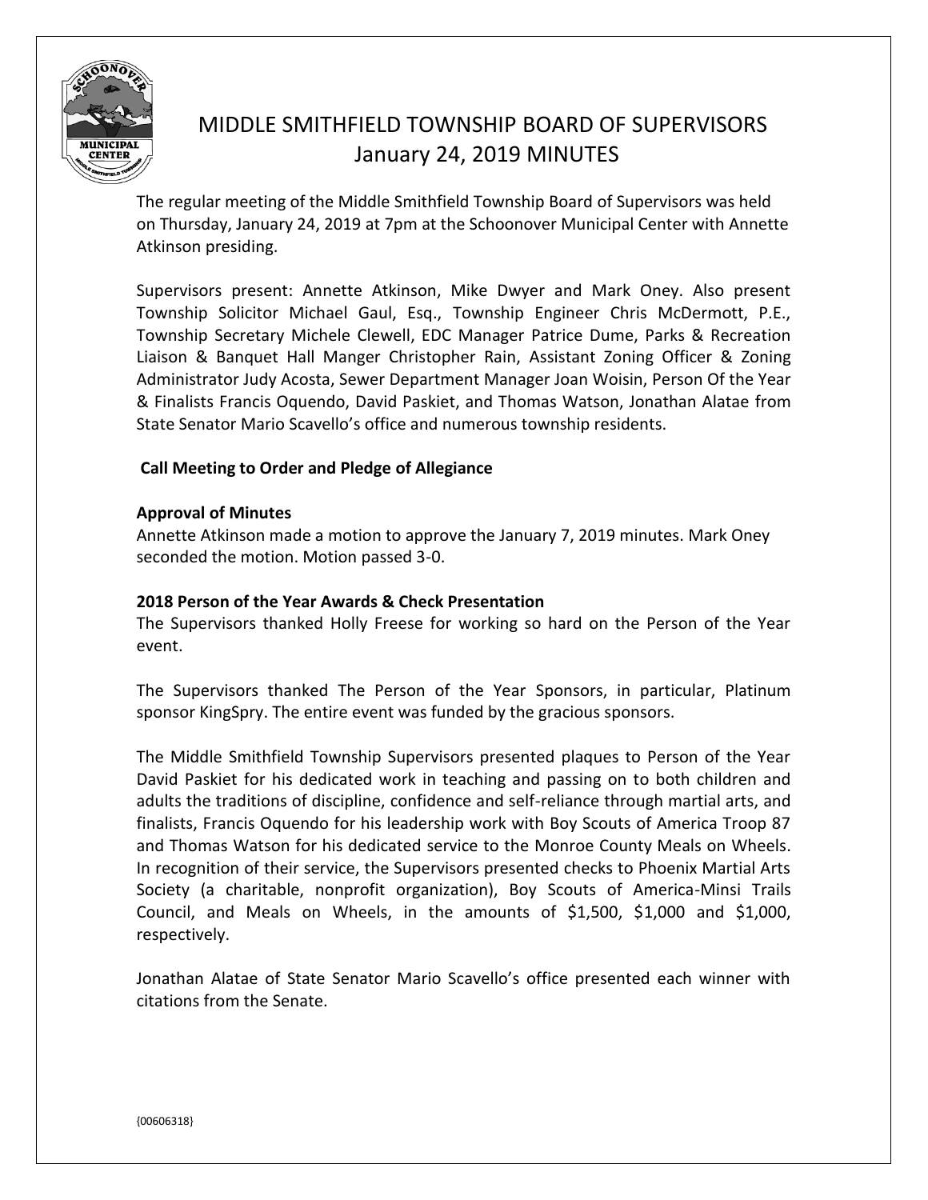# MIDDLE SMITHFIELD TOWNSHIP BOARD OF SUPERVISORS
## January 24, 2019 MINUTES

The regular meeting of the Middle Smithfield Township Board of Supervisors was held on Thursday, January 24, 2019 at 7pm at the Schoonover Municipal Center with Annette Atkinson presiding.

Supervisors present: Annette Atkinson, Mike Dwyer and Mark Oney. Also present Township Solicitor Michael Gaul, Esq., Township Engineer Chris McDermott, P.E., Township Secretary Michele Clewell, EDC Manager Patrice Dume, Parks & Recreation Liaison & Banquet Hall Manger Christopher Rain, Assistant Zoning Officer & Zoning Administrator Judy Acosta, Sewer Department Manager Joan Woisin, Person Of the Year & Finalists Francis Oquendo, David Paskiet, and Thomas Watson, Jonathan Alatae from State Senator Mario Scavello's office and numerous township residents.

**Call Meeting to Order and Pledge of Allegiance**

**Approval of Minutes**

Annette Atkinson made a motion to approve the January 7, 2019 minutes. Mark Oney seconded the motion. Motion passed 3-0.

**2018 Person of the Year Awards & Check Presentation**

The Supervisors thanked Holly Freese for working so hard on the Person of the Year event.

The Supervisors thanked The Person of the Year Sponsors, in particular, Platinum sponsor KingSpry. The entire event was funded by the gracious sponsors.

The Middle Smithfield Township Supervisors presented plaques to Person of the Year David Paskiet for his dedicated work in teaching and passing on to both children and adults the traditions of discipline, confidence and self-reliance through martial arts, and finalists, Francis Oquendo for his leadership work with Boy Scouts of America Troop 87 and Thomas Watson for his dedicated service to the Monroe County Meals on Wheels. In recognition of their service, the Supervisors presented checks to Phoenix Martial Arts Society (a charitable, nonprofit organization), Boy Scouts of America-Minsi Trails Council, and Meals on Wheels, in the amounts of $1,500, $1,000 and $1,000, respectively.

Jonathan Alatae of State Senator Mario Scavello's office presented each winner with citations from the Senate.

{00606318}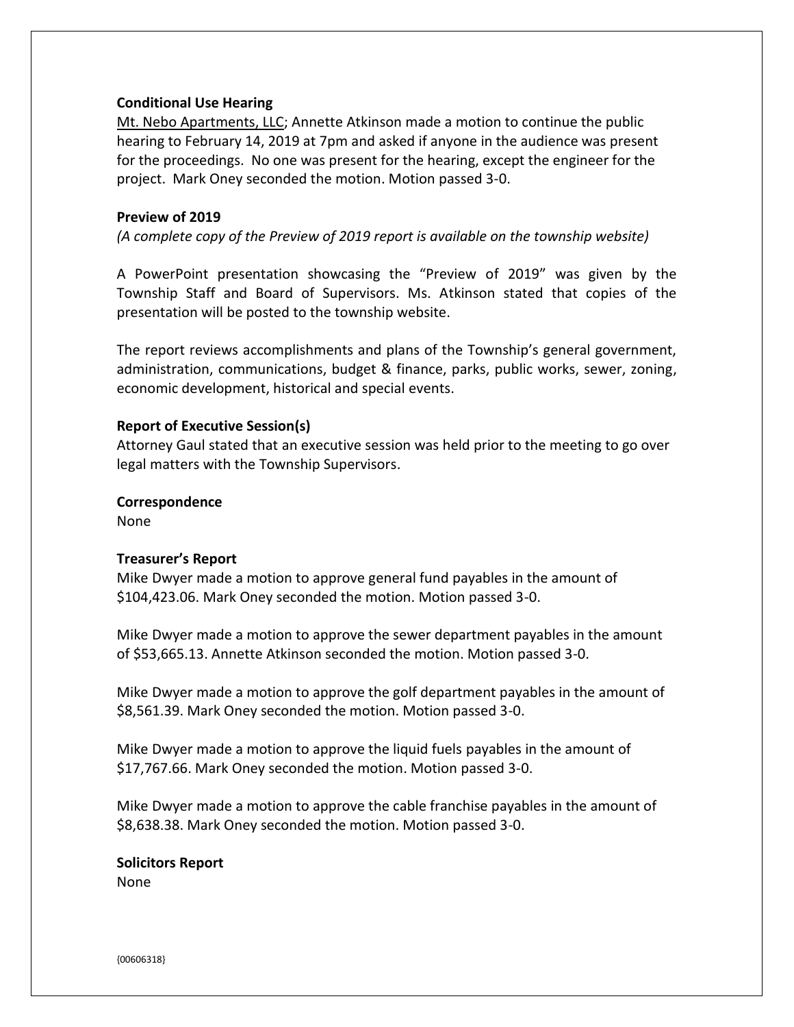**Conditional Use Hearing**

Mt. Nebo Apartments, LLC; Annette Atkinson made a motion to continue the public hearing to February 14, 2019 at 7pm and asked if anyone in the audience was present for the proceedings. No one was present for the hearing, except the engineer for the project. Mark Oney seconded the motion. Motion passed 3-0.

**Preview of 2019**

*(A complete copy of the Preview of 2019 report is available on the township website)*

A PowerPoint presentation showcasing the "Preview of 2019" was given by the Township Staff and Board of Supervisors. Ms. Atkinson stated that copies of the presentation will be posted to the township website.

The report reviews accomplishments and plans of the Township's general government, administration, communications, budget & finance, parks, public works, sewer, zoning, economic development, historical and special events.

**Report of Executive Session(s)**

Attorney Gaul stated that an executive session was held prior to the meeting to go over legal matters with the Township Supervisors.

**Correspondence**

None

**Treasurer's Report**

Mike Dwyer made a motion to approve general fund payables in the amount of $104,423.06. Mark Oney seconded the motion. Motion passed 3-0.

Mike Dwyer made a motion to approve the sewer department payables in the amount of $53,665.13. Annette Atkinson seconded the motion. Motion passed 3-0.

Mike Dwyer made a motion to approve the golf department payables in the amount of $8,561.39. Mark Oney seconded the motion. Motion passed 3-0.

Mike Dwyer made a motion to approve the liquid fuels payables in the amount of $17,767.66. Mark Oney seconded the motion. Motion passed 3-0.

Mike Dwyer made a motion to approve the cable franchise payables in the amount of $8,638.38. Mark Oney seconded the motion. Motion passed 3-0.

**Solicitors Report**

None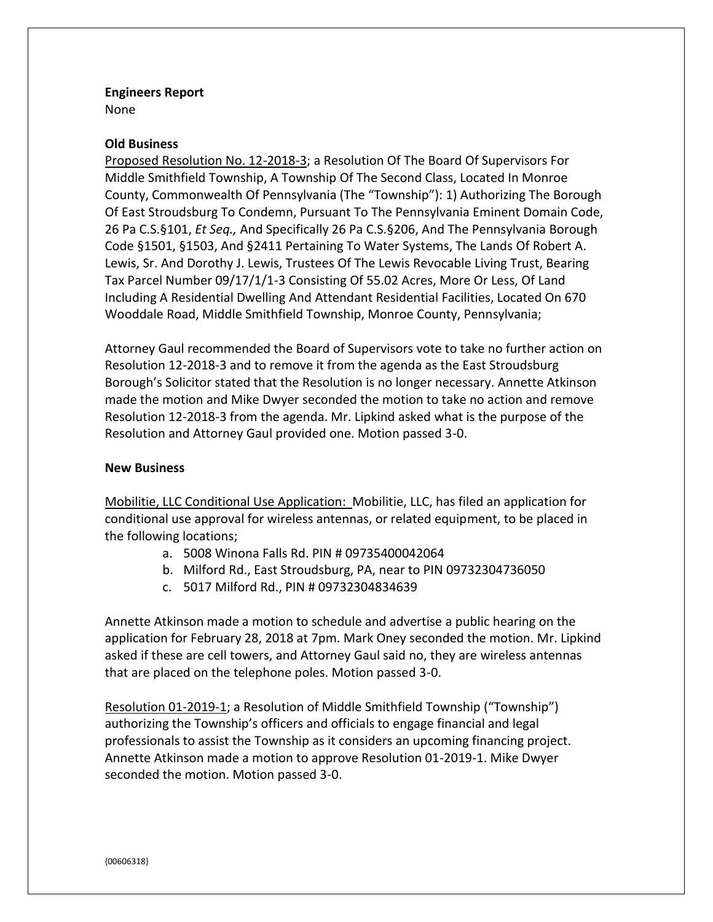**Engineers Report**
None

**Old Business**
Proposed Resolution No. 12-2018-3; a Resolution Of The Board Of Supervisors For Middle Smithfield Township, A Township Of The Second Class, Located In Monroe County, Commonwealth Of Pennsylvania (The "Township"): 1) Authorizing The Borough Of East Stroudsburg To Condemn, Pursuant To The Pennsylvania Eminent Domain Code, 26 Pa C.S.§101, *Et Seq.,* And Specifically 26 Pa C.S.§206, And The Pennsylvania Borough Code §1501, §1503, And §2411 Pertaining To Water Systems, The Lands Of Robert A. Lewis, Sr. And Dorothy J. Lewis, Trustees Of The Lewis Revocable Living Trust, Bearing Tax Parcel Number 09/17/1/1-3 Consisting Of 55.02 Acres, More Or Less, Of Land Including A Residential Dwelling And Attendant Residential Facilities, Located On 670 Wooddale Road, Middle Smithfield Township, Monroe County, Pennsylvania;

Attorney Gaul recommended the Board of Supervisors vote to take no further action on Resolution 12-2018-3 and to remove it from the agenda as the East Stroudsburg Borough's Solicitor stated that the Resolution is no longer necessary. Annette Atkinson made the motion and Mike Dwyer seconded the motion to take no action and remove Resolution 12-2018-3 from the agenda. Mr. Lipkind asked what is the purpose of the Resolution and Attorney Gaul provided one. Motion passed 3-0.

**New Business**

Mobilitie, LLC Conditional Use Application: Mobilitie, LLC, has filed an application for conditional use approval for wireless antennas, or related equipment, to be placed in the following locations;

a. 5008 Winona Falls Rd. PIN # 09735400042064
b. Milford Rd., East Stroudsburg, PA, near to PIN 09732304736050
c. 5017 Milford Rd., PIN # 09732304834639

Annette Atkinson made a motion to schedule and advertise a public hearing on the application for February 28, 2018 at 7pm. Mark Oney seconded the motion. Mr. Lipkind asked if these are cell towers, and Attorney Gaul said no, they are wireless antennas that are placed on the telephone poles. Motion passed 3-0.

Resolution 01-2019-1; a Resolution of Middle Smithfield Township ("Township") authorizing the Township's officers and officials to engage financial and legal professionals to assist the Township as it considers an upcoming financing project. Annette Atkinson made a motion to approve Resolution 01-2019-1. Mike Dwyer seconded the motion. Motion passed 3-0.

{00606318}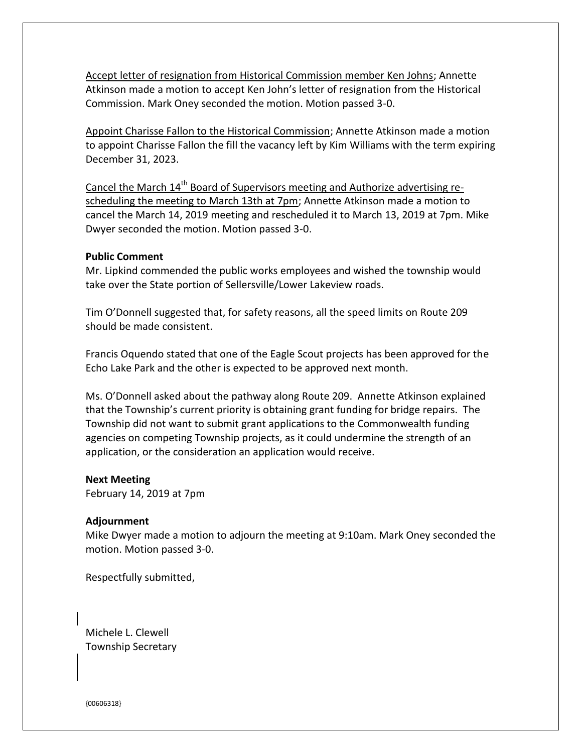Accept letter of resignation from Historical Commission member Ken Johns; Annette Atkinson made a motion to accept Ken John's letter of resignation from the Historical Commission. Mark Oney seconded the motion. Motion passed 3-0.

Appoint Charisse Fallon to the Historical Commission; Annette Atkinson made a motion to appoint Charisse Fallon the fill the vacancy left by Kim Williams with the term expiring December 31, 2023.

Cancel the March 14th Board of Supervisors meeting and Authorize advertising re-scheduling the meeting to March 13th at 7pm; Annette Atkinson made a motion to cancel the March 14, 2019 meeting and rescheduled it to March 13, 2019 at 7pm. Mike Dwyer seconded the motion. Motion passed 3-0.

**Public Comment**

Mr. Lipkind commended the public works employees and wished the township would take over the State portion of Sellersville/Lower Lakeview roads.

Tim O'Donnell suggested that, for safety reasons, all the speed limits on Route 209 should be made consistent.

Francis Oquendo stated that one of the Eagle Scout projects has been approved for the Echo Lake Park and the other is expected to be approved next month.

Ms. O'Donnell asked about the pathway along Route 209. Annette Atkinson explained that the Township's current priority is obtaining grant funding for bridge repairs. The Township did not want to submit grant applications to the Commonwealth funding agencies on competing Township projects, as it could undermine the strength of an application, or the consideration an application would receive.

**Next Meeting**

February 14, 2019 at 7pm

**Adjournment**

Mike Dwyer made a motion to adjourn the meeting at 9:10am. Mark Oney seconded the motion. Motion passed 3-0.

Respectfully submitted,

Michele L. Clewell
Township Secretary

{00606318}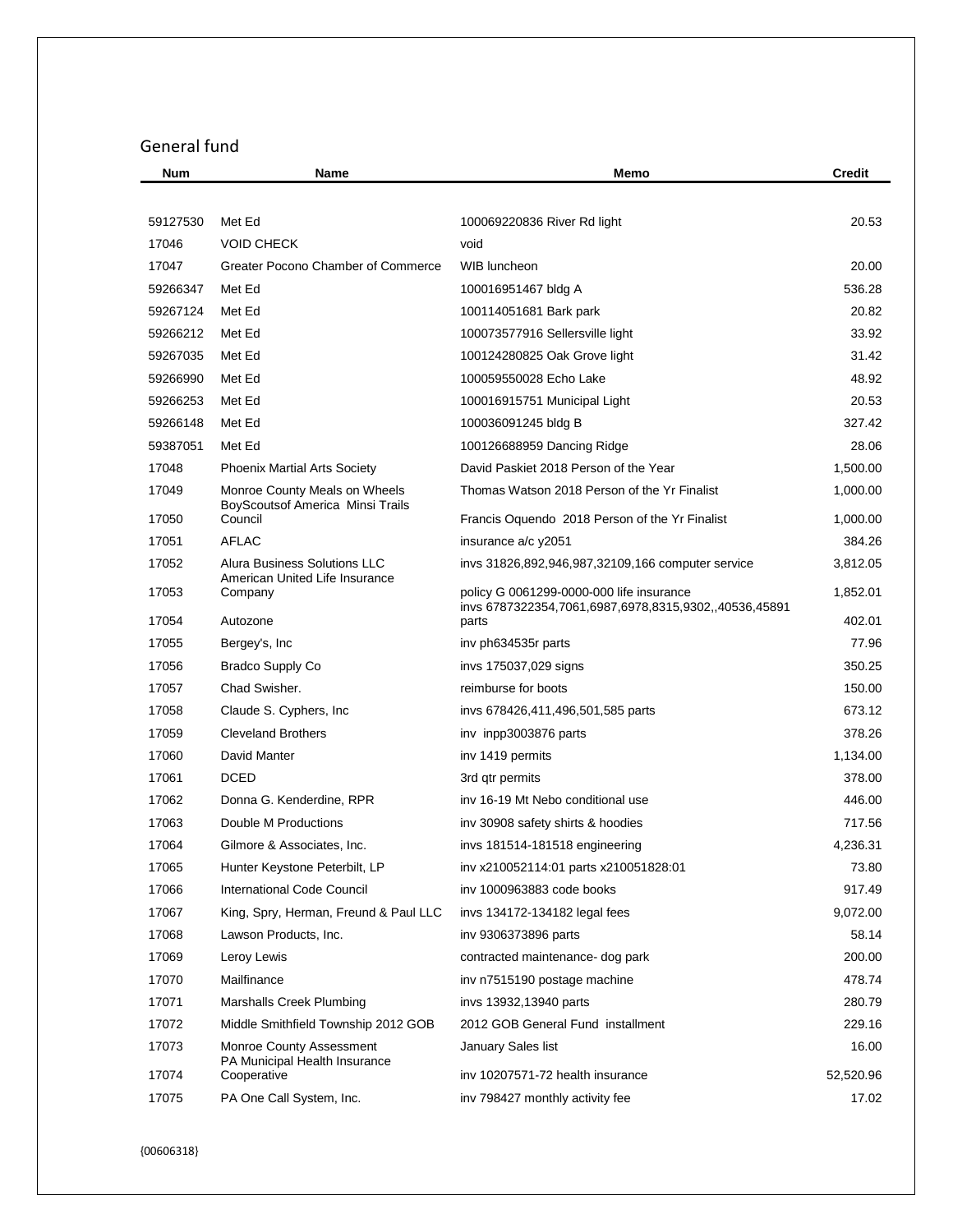## General fund

| Num | Name | Memo | Credit |
|---|---|---|---|
| 59127530 | Met Ed | 100069220836 River Rd light | 20.53 |
| 17046 | VOID CHECK | void | |
| 17047 | Greater Pocono Chamber of Commerce | WIB luncheon | 20.00 |
| 59266347 | Met Ed | 100016951467 bldg A | 536.28 |
| 59267124 | Met Ed | 100114051681 Bark park | 20.82 |
| 59266212 | Met Ed | 100073577916 Sellersville light | 33.92 |
| 59267035 | Met Ed | 100124280825 Oak Grove light | 31.42 |
| 59266990 | Met Ed | 100059550028 Echo Lake | 48.92 |
| 59266253 | Met Ed | 100016915751 Municipal Light | 20.53 |
| 59266148 | Met Ed | 100036091245 bldg B | 327.42 |
| 59387051 | Met Ed | 100126688959 Dancing Ridge | 28.06 |
| 17048 | Phoenix Martial Arts Society | David Paskiet 2018 Person of the Year | 1,500.00 |
| 17049 | Monroe County Meals on Wheels | Thomas Watson 2018 Person of the Yr Finalist | 1,000.00 |
| 17050 | BoyScoutsof America Minsi Trails Council | Francis Oquendo 2018 Person of the Yr Finalist | 1,000.00 |
| 17051 | AFLAC | insurance a/c y2051 | 384.26 |
| 17052 | Alura Business Solutions LLC | invs 31826,892,946,987,32109,166 computer service | 3,812.05 |
| 17053 | American United Life Insurance Company | policy G 0061299-0000-000 life insurance | 1,852.01 |
| 17054 | Autozone | invs 6787322354,7061,6987,6978,8315,9302,,40536,45891 parts | 402.01 |
| 17055 | Bergey's, Inc | inv ph634535r parts | 77.96 |
| 17056 | Bradco Supply Co | invs 175037,029 signs | 350.25 |
| 17057 | Chad Swisher. | reimburse for boots | 150.00 |
| 17058 | Claude S. Cyphers, Inc | invs 678426,411,496,501,585 parts | 673.12 |
| 17059 | Cleveland Brothers | inv inpp3003876 parts | 378.26 |
| 17060 | David Manter | inv 1419 permits | 1,134.00 |
| 17061 | DCED | 3rd qtr permits | 378.00 |
| 17062 | Donna G. Kenderdine, RPR | inv 16-19 Mt Nebo conditional use | 446.00 |
| 17063 | Double M Productions | inv 30908 safety shirts & hoodies | 717.56 |
| 17064 | Gilmore & Associates, Inc. | invs 181514-181518 engineering | 4,236.31 |
| 17065 | Hunter Keystone Peterbilt, LP | inv x210052114:01 parts x210051828:01 | 73.80 |
| 17066 | International Code Council | inv 1000963883 code books | 917.49 |
| 17067 | King, Spry, Herman, Freund & Paul LLC | invs 134172-134182 legal fees | 9,072.00 |
| 17068 | Lawson Products, Inc. | inv 9306373896 parts | 58.14 |
| 17069 | Leroy Lewis | contracted maintenance- dog park | 200.00 |
| 17070 | Mailfinance | inv n7515190 postage machine | 478.74 |
| 17071 | Marshalls Creek Plumbing | invs 13932,13940 parts | 280.79 |
| 17072 | Middle Smithfield Township 2012 GOB | 2012 GOB General Fund installment | 229.16 |
| 17073 | Monroe County Assessment | January Sales list | 16.00 |
| 17074 | PA Municipal Health Insurance Cooperative | inv 10207571-72 health insurance | 52,520.96 |
| 17075 | PA One Call System, Inc. | inv 798427 monthly activity fee | 17.02 |

{00606318}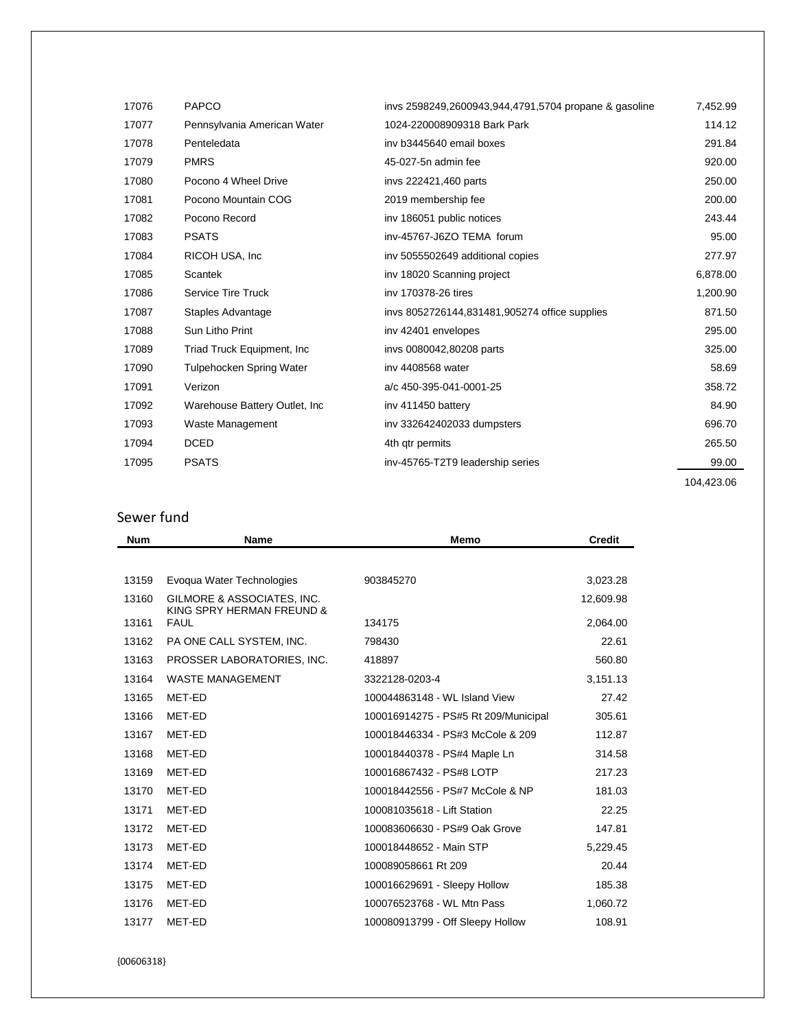| | | | |
|---|---|---|---|
| 17076 | PAPCO | invs 2598249,2600943,944,4791,5704 propane & gasoline | 7,452.99 |
| 17077 | Pennsylvania American Water | 1024-220008909318 Bark Park | 114.12 |
| 17078 | Penteledata | inv b3445640 email boxes | 291.84 |
| 17079 | PMRS | 45-027-5n admin fee | 920.00 |
| 17080 | Pocono 4 Wheel Drive | invs 222421,460 parts | 250.00 |
| 17081 | Pocono Mountain COG | 2019 membership fee | 200.00 |
| 17082 | Pocono Record | inv 186051 public notices | 243.44 |
| 17083 | PSATS | inv-45767-J6ZO TEMA forum | 95.00 |
| 17084 | RICOH USA, Inc | inv 5055502649 additional copies | 277.97 |
| 17085 | Scantek | inv 18020 Scanning project | 6,878.00 |
| 17086 | Service Tire Truck | inv 170378-26 tires | 1,200.90 |
| 17087 | Staples Advantage | invs 8052726144,831481,905274 office supplies | 871.50 |
| 17088 | Sun Litho Print | inv 42401 envelopes | 295.00 |
| 17089 | Triad Truck Equipment, Inc | invs 0080042,80208 parts | 325.00 |
| 17090 | Tulpehocken Spring Water | inv 4408568 water | 58.69 |
| 17091 | Verizon | a/c 450-395-041-0001-25 | 358.72 |
| 17092 | Warehouse Battery Outlet, Inc | inv 411450 battery | 84.90 |
| 17093 | Waste Management | inv 332642402033 dumpsters | 696.70 |
| 17094 | DCED | 4th qtr permits | 265.50 |
| 17095 | PSATS | inv-45765-T2T9 leadership series | 99.00 |
| | | | 104,423.06 |

## Sewer fund

| Num | Name | Memo | Credit |
|---|---|---|---|
| 13159 | Evoqua Water Technologies | 903845270 | 3,023.28 |
| 13160 | GILMORE & ASSOCIATES, INC. | | 12,609.98 |
| 13161 | KING SPRY HERMAN FREUND & FAUL | 134175 | 2,064.00 |
| 13162 | PA ONE CALL SYSTEM, INC. | 798430 | 22.61 |
| 13163 | PROSSER LABORATORIES, INC. | 418897 | 560.80 |
| 13164 | WASTE MANAGEMENT | 3322128-0203-4 | 3,151.13 |
| 13165 | MET-ED | 100044863148 - WL Island View | 27.42 |
| 13166 | MET-ED | 100016914275 - PS#5 Rt 209/Municipal | 305.61 |
| 13167 | MET-ED | 100018446334 - PS#3 McCole & 209 | 112.87 |
| 13168 | MET-ED | 100018440378 - PS#4 Maple Ln | 314.58 |
| 13169 | MET-ED | 100016867432 - PS#8 LOTP | 217.23 |
| 13170 | MET-ED | 100018442556 - PS#7 McCole & NP | 181.03 |
| 13171 | MET-ED | 100081035618 - Lift Station | 22.25 |
| 13172 | MET-ED | 100083606630 - PS#9 Oak Grove | 147.81 |
| 13173 | MET-ED | 100018448652 - Main STP | 5,229.45 |
| 13174 | MET-ED | 100089058661 Rt 209 | 20.44 |
| 13175 | MET-ED | 100016629691 - Sleepy Hollow | 185.38 |
| 13176 | MET-ED | 100076523768 - WL Mtn Pass | 1,060.72 |
| 13177 | MET-ED | 100080913799 - Off Sleepy Hollow | 108.91 |

{00606318}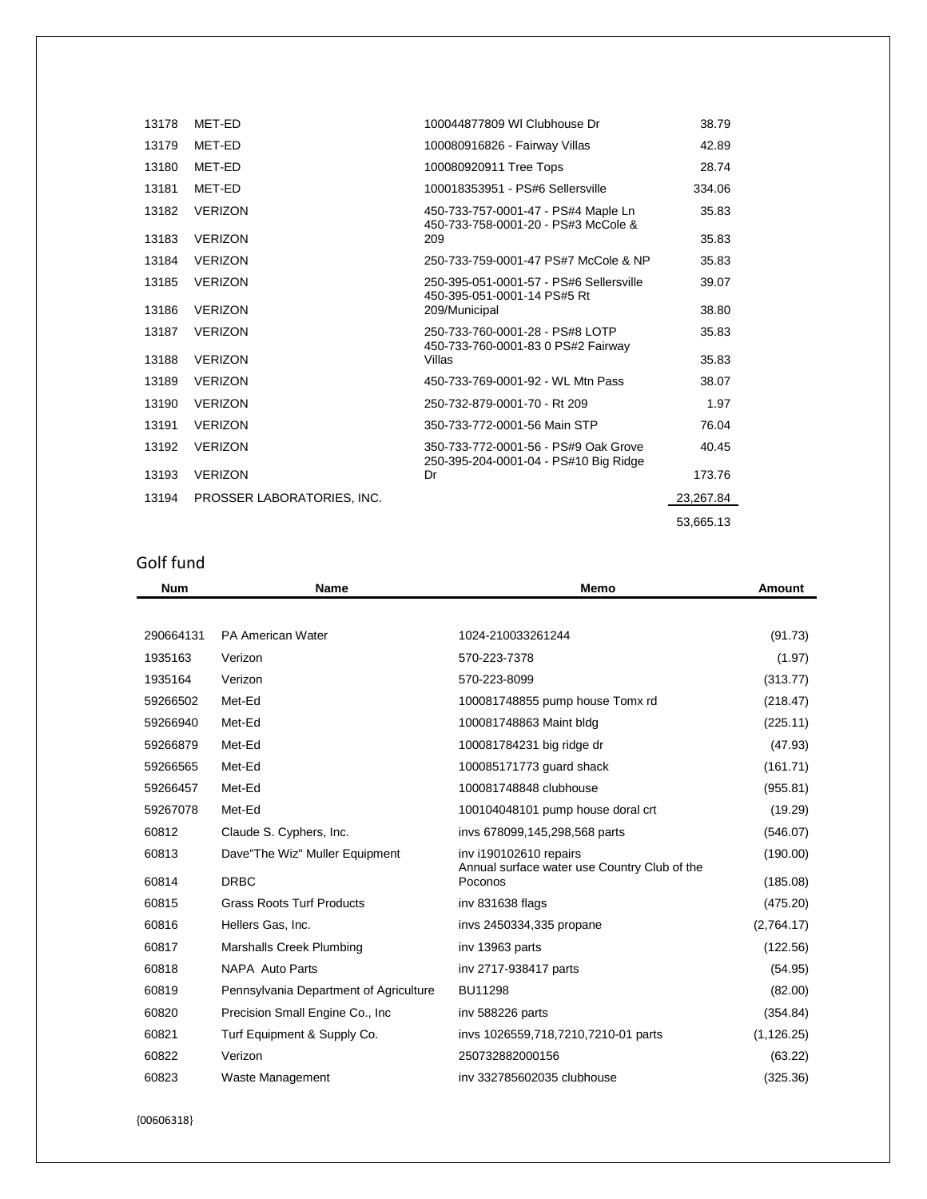| | | | |
|---|---|---|---|
| 13178 | MET-ED | 100044877809 Wl Clubhouse Dr | 38.79 |
| 13179 | MET-ED | 100080916826 - Fairway Villas | 42.89 |
| 13180 | MET-ED | 100080920911 Tree Tops | 28.74 |
| 13181 | MET-ED | 100018353951 - PS#6 Sellersville | 334.06 |
| 13182 | VERIZON | 450-733-757-0001-47 - PS#4 Maple Ln | 35.83 |
| 13183 | VERIZON | 450-733-758-0001-20 - PS#3 McCole & 209 | 35.83 |
| 13184 | VERIZON | 250-733-759-0001-47 PS#7 McCole & NP | 35.83 |
| 13185 | VERIZON | 250-395-051-0001-57 - PS#6 Sellersville | 39.07 |
| 13186 | VERIZON | 450-395-051-0001-14 PS#5 Rt 209/Municipal | 38.80 |
| 13187 | VERIZON | 250-733-760-0001-28 - PS#8 LOTP | 35.83 |
| 13188 | VERIZON | 450-733-760-0001-83 0 PS#2 Fairway Villas | 35.83 |
| 13189 | VERIZON | 450-733-769-0001-92 - WL Mtn Pass | 38.07 |
| 13190 | VERIZON | 250-732-879-0001-70 - Rt 209 | 1.97 |
| 13191 | VERIZON | 350-733-772-0001-56 Main STP | 76.04 |
| 13192 | VERIZON | 350-733-772-0001-56 - PS#9 Oak Grove | 40.45 |
| 13193 | VERIZON | 250-395-204-0001-04 - PS#10 Big Ridge Dr | 173.76 |
| 13194 | PROSSER LABORATORIES, INC. | | 23,267.84 |
| | | | 53,665.13 |

## Golf fund

| Num | Name | Memo | Amount |
|---|---|---|---|
| 290664131 | PA American Water | 1024-210033261244 | (91.73) |
| 1935163 | Verizon | 570-223-7378 | (1.97) |
| 1935164 | Verizon | 570-223-8099 | (313.77) |
| 59266502 | Met-Ed | 100081748855 pump house Tomx rd | (218.47) |
| 59266940 | Met-Ed | 100081748863 Maint bldg | (225.11) |
| 59266879 | Met-Ed | 100081784231 big ridge dr | (47.93) |
| 59266565 | Met-Ed | 100085171773 guard shack | (161.71) |
| 59266457 | Met-Ed | 100081748848 clubhouse | (955.81) |
| 59267078 | Met-Ed | 100104048101 pump house doral crt | (19.29) |
| 60812 | Claude S. Cyphers, Inc. | invs 678099,145,298,568 parts | (546.07) |
| 60813 | Dave"The Wiz" Muller Equipment | inv i190102610 repairs | (190.00) |
| 60814 | DRBC | Annual surface water use Country Club of the Poconos | (185.08) |
| 60815 | Grass Roots Turf Products | inv 831638 flags | (475.20) |
| 60816 | Hellers Gas, Inc. | invs 2450334,335 propane | (2,764.17) |
| 60817 | Marshalls Creek Plumbing | inv 13963 parts | (122.56) |
| 60818 | NAPA Auto Parts | inv 2717-938417 parts | (54.95) |
| 60819 | Pennsylvania Department of Agriculture | BU11298 | (82.00) |
| 60820 | Precision Small Engine Co., Inc | inv 588226 parts | (354.84) |
| 60821 | Turf Equipment & Supply Co. | invs 1026559,718,7210,7210-01 parts | (1,126.25) |
| 60822 | Verizon | 250732882000156 | (63.22) |
| 60823 | Waste Management | inv 332785602035 clubhouse | (325.36) |

{00606318}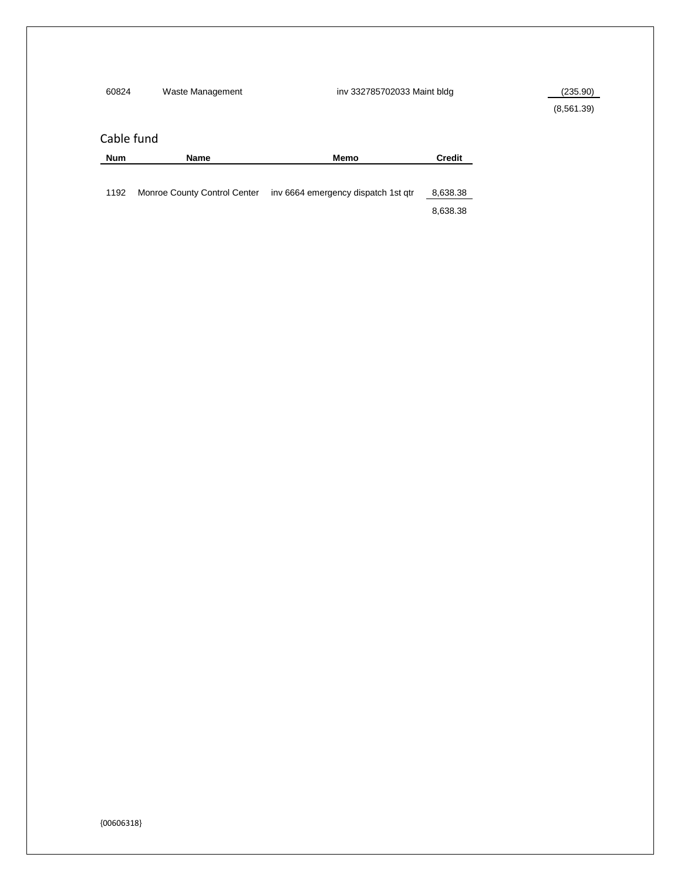| | | | |
|---|---|---|---|
| 60824 | Waste Management | inv 332785702033 Maint bldg | (235.90) |
| | | | (8,561.39) |

Cable fund

| Num | Name | Memo | Credit |
|---|---|---|---|
| 1192 | Monroe County Control Center | inv 6664 emergency dispatch 1st qtr | 8,638.38 |
| | | | 8,638.38 |

{00606318}